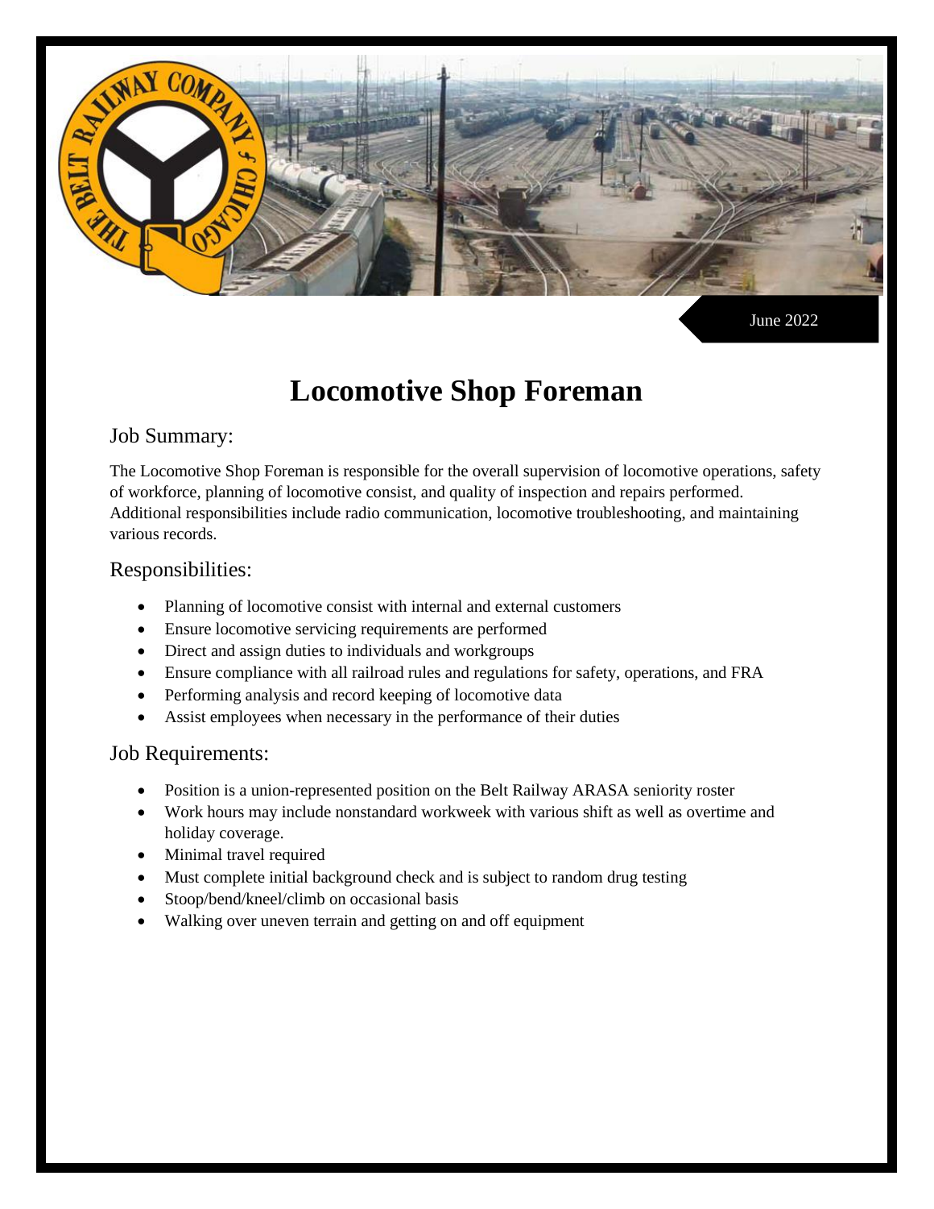June 2022

# Locomotive Shop Foreman

## Job Summary:

The Locomotive Shop Foreman is responsible for the overall supervision of locomotive operations, safety of workforce, planning of locomotive consist, and quality of inspection and repairs performed. Additional responsibilities include radio communication, locomotive troubleshooting, and maintaining various records.

## Responsibilities:

- Planning of locomotive consist with internal and external customers
- Ensure locomotive servicing requirements are performed
- Direct and assign duties to individuals and workgroups
- Ensure compliance with all railroad rules and regulations for safety, operations, and FRA
- Performing analysis and record keeping of locomotive data
- Assist employees when necessary in the performance of their duties

## Job Requirements:

- Position is a union-represented position on the Belt Railway ARASA seniority roster
- Work hours may include nonstandard workweek with various shift as well as overtime and holiday coverage.
- Minimal travel required
- Must complete initial background check and is subject to random drug testing
- Stoop/bend/kneel/climb on occasional basis
- Walking over uneven terrain and getting on and off equipment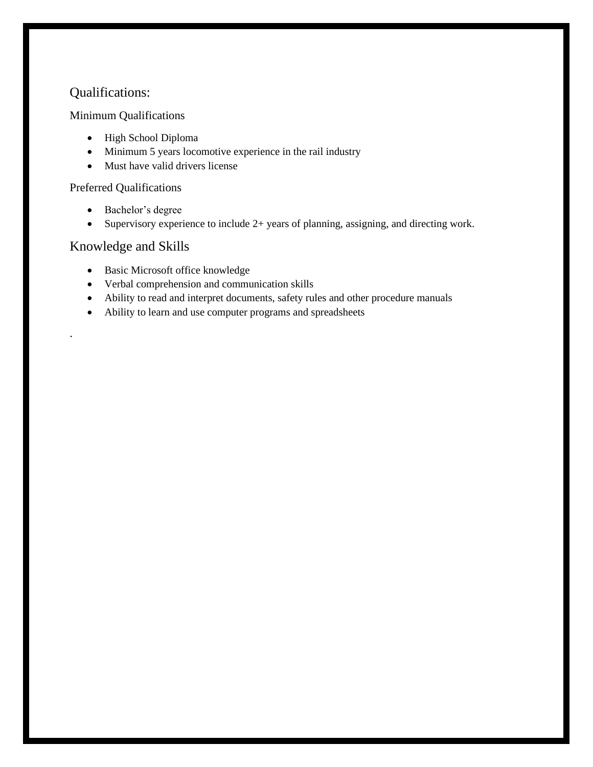## Qualifications:

### Minimum Qualifications

- High School Diploma
- Minimum 5 years locomotive experience in the rail industry
- Must have valid drivers license

### Preferred Qualifications

- Bachelor's degree
- Supervisory experience to include 2+ years of planning, assigning, and directing work.

## Knowledge and Skills

- Basic Microsoft office knowledge
- Verbal comprehension and communication skills
- Ability to read and interpret documents, safety rules and other procedure manuals
- Ability to learn and use computer programs and spreadsheets

.